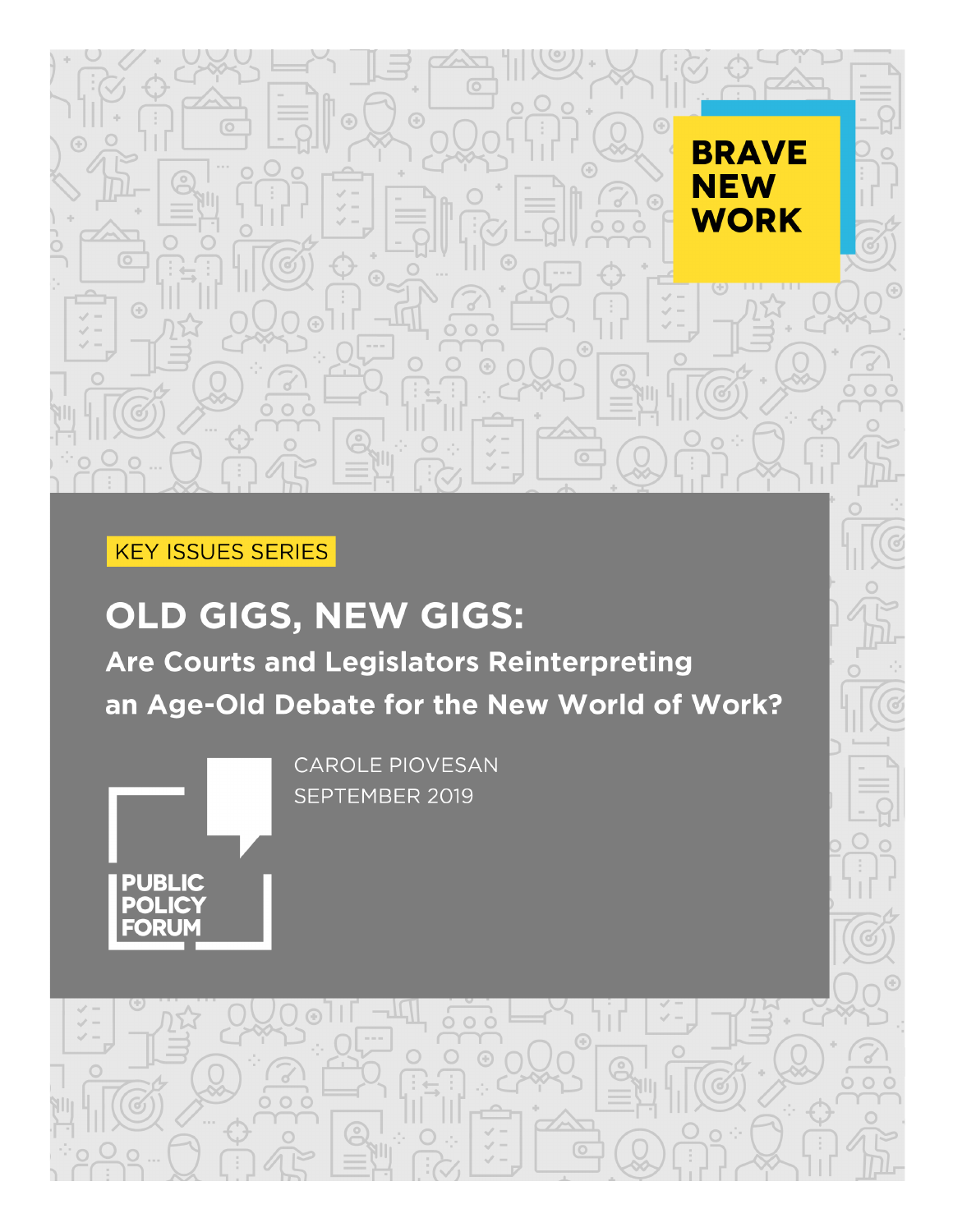**BRAVE NEW WORK**

KEY ISSUES SERIES

# OLD GIGS, NEW GIGS:

## Are Courts and Legislators Reinterpreting an Age-Old Debate for the New World of Work?

CAROLE PIOVESAN

SEPTEMBER 2019

PUBLIC POLICY FORUM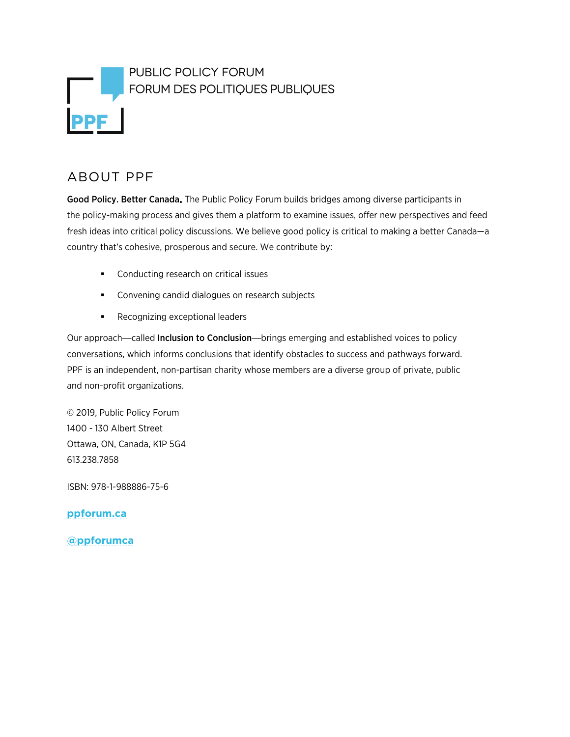PUBLIC POLICY FORUM
FORUM DES POLITIQUES PUBLIQUES

PPF

## ABOUT PPF

**Good Policy. Better Canada.** The Public Policy Forum builds bridges among diverse participants in the policy-making process and gives them a platform to examine issues, offer new perspectives and feed fresh ideas into critical policy discussions. We believe good policy is critical to making a better Canada—a country that's cohesive, prosperous and secure. We contribute by:

- Conducting research on critical issues
- Convening candid dialogues on research subjects
- Recognizing exceptional leaders

Our approach—called **Inclusion to Conclusion**—brings emerging and established voices to policy conversations, which informs conclusions that identify obstacles to success and pathways forward. PPF is an independent, non-partisan charity whose members are a diverse group of private, public and non-profit organizations.

© 2019, Public Policy Forum
1400 - 130 Albert Street
Ottawa, ON, Canada, K1P 5G4
613.238.7858

ISBN: 978-1-988886-75-6

**ppforum.ca**

**@ppforumca**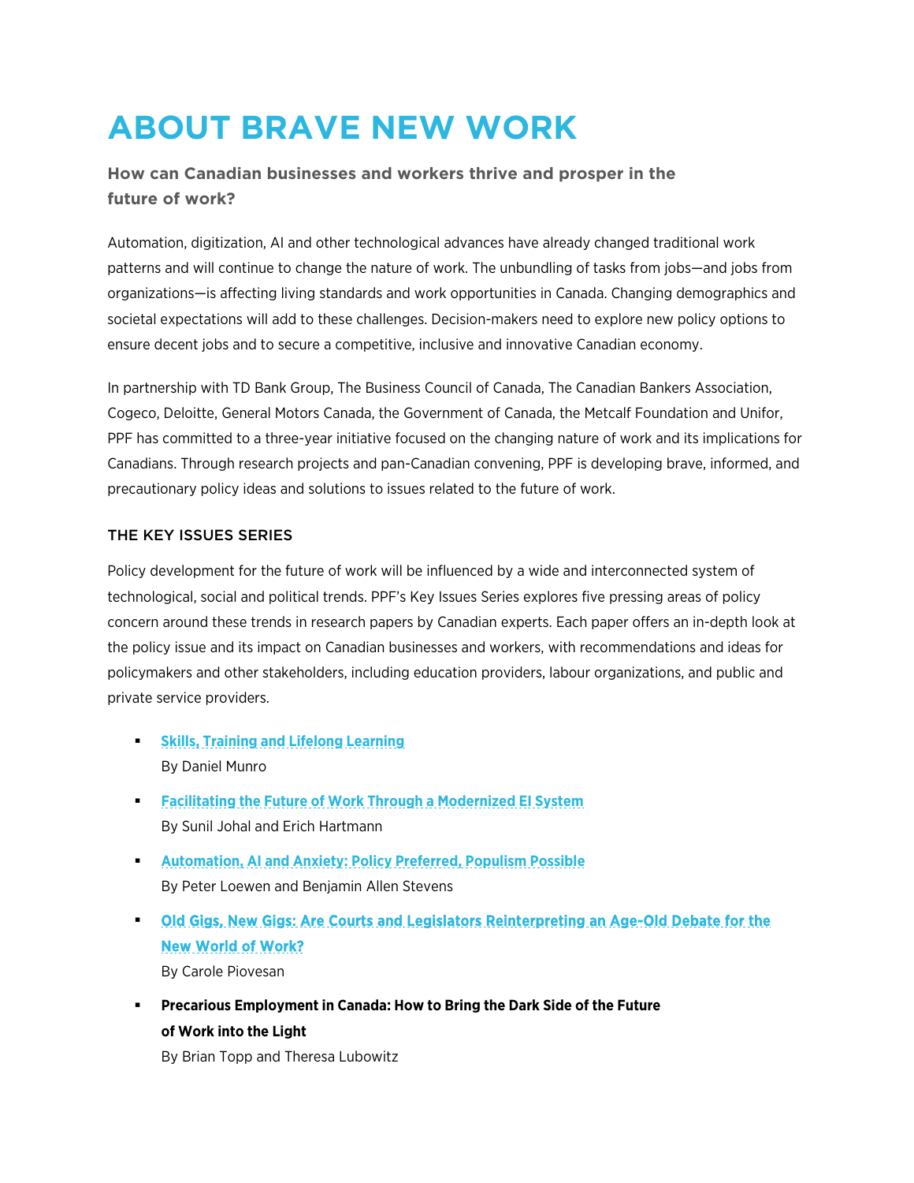# ABOUT BRAVE NEW WORK

### How can Canadian businesses and workers thrive and prosper in the future of work?

Automation, digitization, AI and other technological advances have already changed traditional work patterns and will continue to change the nature of work. The unbundling of tasks from jobs—and jobs from organizations—is affecting living standards and work opportunities in Canada. Changing demographics and societal expectations will add to these challenges. Decision-makers need to explore new policy options to ensure decent jobs and to secure a competitive, inclusive and innovative Canadian economy.

In partnership with TD Bank Group, The Business Council of Canada, The Canadian Bankers Association, Cogeco, Deloitte, General Motors Canada, the Government of Canada, the Metcalf Foundation and Unifor, PPF has committed to a three-year initiative focused on the changing nature of work and its implications for Canadians. Through research projects and pan-Canadian convening, PPF is developing brave, informed, and precautionary policy ideas and solutions to issues related to the future of work.

#### THE KEY ISSUES SERIES

Policy development for the future of work will be influenced by a wide and interconnected system of technological, social and political trends. PPF's Key Issues Series explores five pressing areas of policy concern around these trends in research papers by Canadian experts. Each paper offers an in-depth look at the policy issue and its impact on Canadian businesses and workers, with recommendations and ideas for policymakers and other stakeholders, including education providers, labour organizations, and public and private service providers.

- **Skills, Training and Lifelong Learning**
  By Daniel Munro
- **Facilitating the Future of Work Through a Modernized EI System**
  By Sunil Johal and Erich Hartmann
- **Automation, AI and Anxiety: Policy Preferred, Populism Possible**
  By Peter Loewen and Benjamin Allen Stevens
- **Old Gigs, New Gigs: Are Courts and Legislators Reinterpreting an Age-Old Debate for the New World of Work?**
  By Carole Piovesan
- **Precarious Employment in Canada: How to Bring the Dark Side of the Future of Work into the Light**
  By Brian Topp and Theresa Lubowitz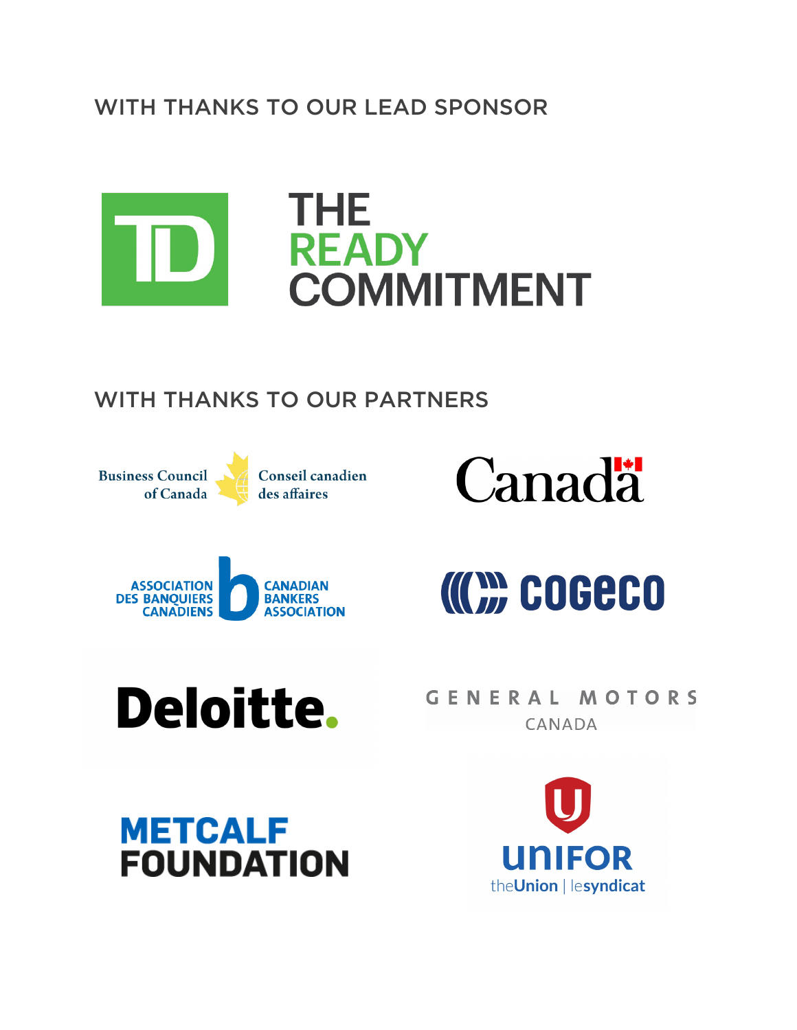WITH THANKS TO OUR LEAD SPONSOR

TD

THE READY COMMITMENT

WITH THANKS TO OUR PARTNERS

Business Council of Canada | Conseil canadien des affaires

Canada

Association des banquiers canadiens | Canadian Bankers Association

Cogeco

Deloitte.

GENERAL MOTORS CANADA

METCALF FOUNDATION

UNIFOR theUnion | lesyndicat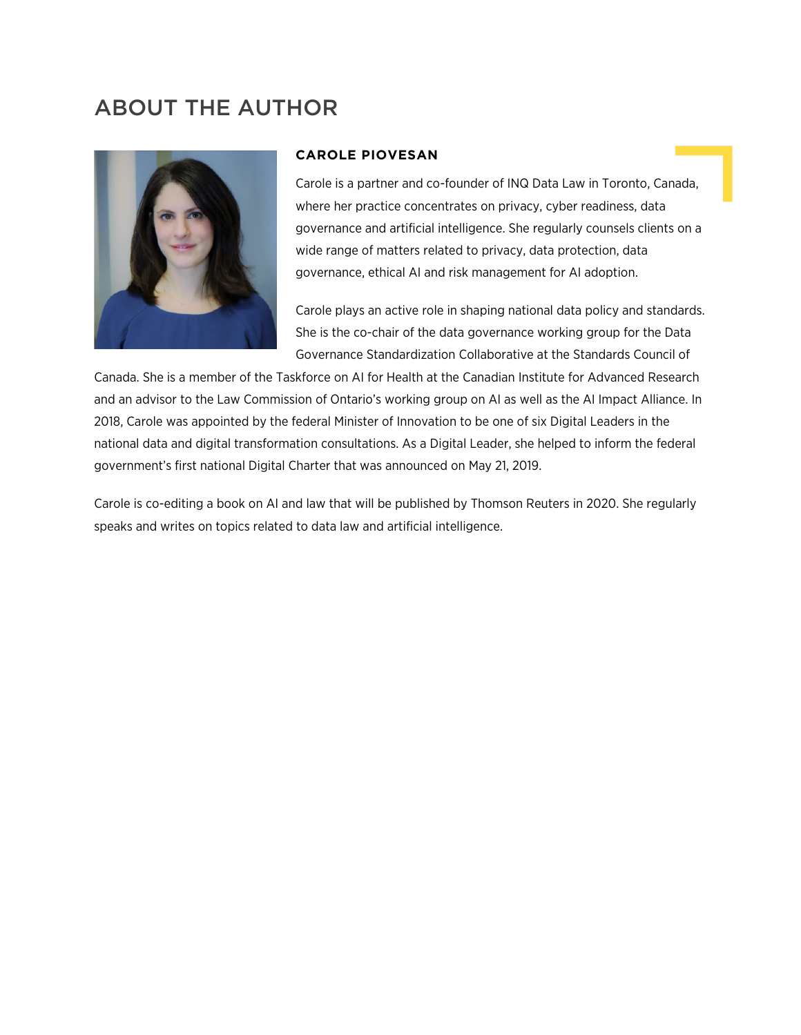# ABOUT THE AUTHOR

## CAROLE PIOVESAN

Carole is a partner and co-founder of INQ Data Law in Toronto, Canada, where her practice concentrates on privacy, cyber readiness, data governance and artificial intelligence. She regularly counsels clients on a wide range of matters related to privacy, data protection, data governance, ethical AI and risk management for AI adoption.

Carole plays an active role in shaping national data policy and standards. She is the co-chair of the data governance working group for the Data Governance Standardization Collaborative at the Standards Council of Canada. She is a member of the Taskforce on AI for Health at the Canadian Institute for Advanced Research and an advisor to the Law Commission of Ontario's working group on AI as well as the AI Impact Alliance. In 2018, Carole was appointed by the federal Minister of Innovation to be one of six Digital Leaders in the national data and digital transformation consultations. As a Digital Leader, she helped to inform the federal government's first national Digital Charter that was announced on May 21, 2019.

Carole is co-editing a book on AI and law that will be published by Thomson Reuters in 2020. She regularly speaks and writes on topics related to data law and artificial intelligence.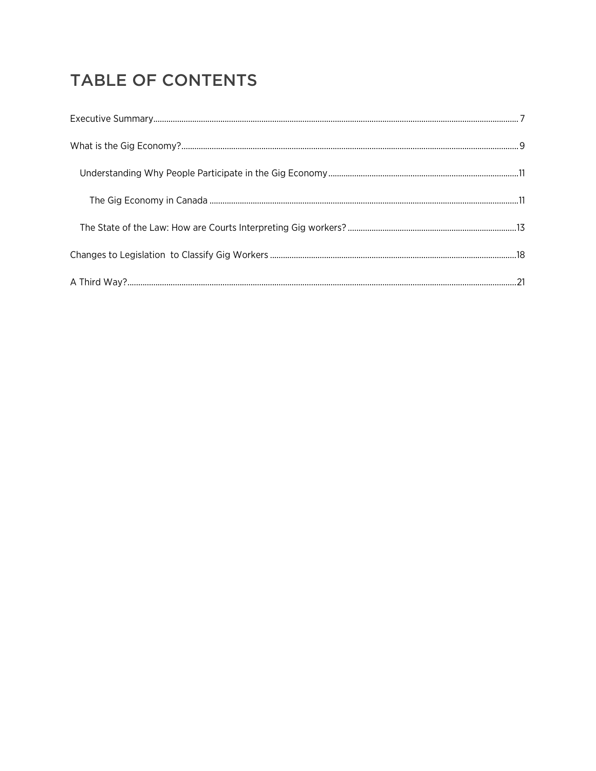# TABLE OF CONTENTS

Executive Summary ........................................................................................................ 7

What is the Gig Economy? ............................................................................................... 9

- Understanding Why People Participate in the Gig Economy ...................................... 11
  - The Gig Economy in Canada ..................................................................................... 11
- The State of the Law: How are Courts Interpreting Gig workers? ............................. 13

Changes to Legislation  to Classify Gig Workers .......................................................... 18

A Third Way? .................................................................................................................. 21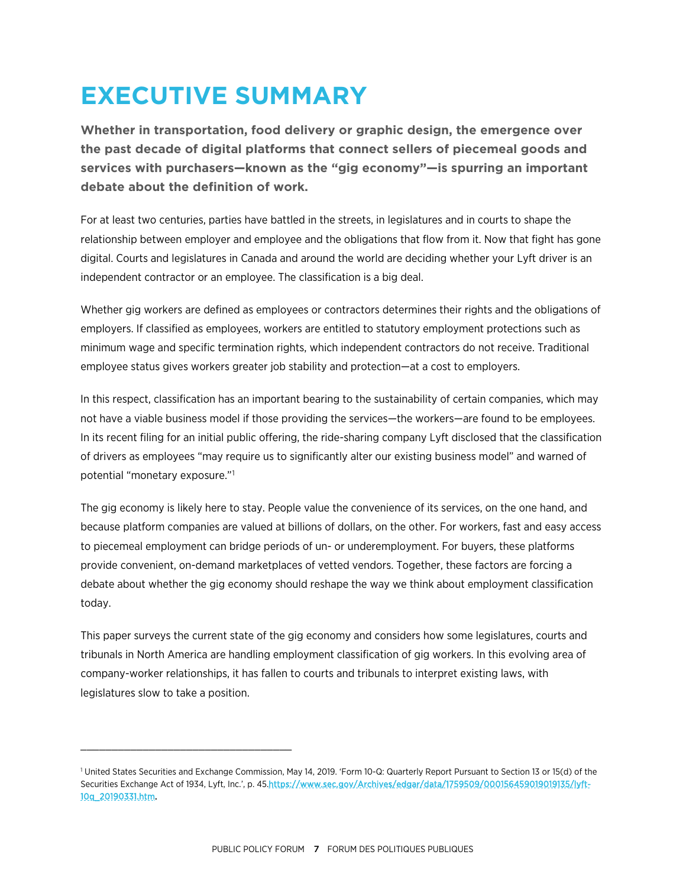# EXECUTIVE SUMMARY

**Whether in transportation, food delivery or graphic design, the emergence over the past decade of digital platforms that connect sellers of piecemeal goods and services with purchasers—known as the "gig economy"—is spurring an important debate about the definition of work.**

For at least two centuries, parties have battled in the streets, in legislatures and in courts to shape the relationship between employer and employee and the obligations that flow from it. Now that fight has gone digital. Courts and legislatures in Canada and around the world are deciding whether your Lyft driver is an independent contractor or an employee. The classification is a big deal.

Whether gig workers are defined as employees or contractors determines their rights and the obligations of employers. If classified as employees, workers are entitled to statutory employment protections such as minimum wage and specific termination rights, which independent contractors do not receive. Traditional employee status gives workers greater job stability and protection—at a cost to employers.

In this respect, classification has an important bearing to the sustainability of certain companies, which may not have a viable business model if those providing the services—the workers—are found to be employees. In its recent filing for an initial public offering, the ride-sharing company Lyft disclosed that the classification of drivers as employees "may require us to significantly alter our existing business model" and warned of potential "monetary exposure."[1]

The gig economy is likely here to stay. People value the convenience of its services, on the one hand, and because platform companies are valued at billions of dollars, on the other. For workers, fast and easy access to piecemeal employment can bridge periods of un- or underemployment. For buyers, these platforms provide convenient, on-demand marketplaces of vetted vendors. Together, these factors are forcing a debate about whether the gig economy should reshape the way we think about employment classification today.

This paper surveys the current state of the gig economy and considers how some legislatures, courts and tribunals in North America are handling employment classification of gig workers. In this evolving area of company-worker relationships, it has fallen to courts and tribunals to interpret existing laws, with legislatures slow to take a position.

---

[1] United States Securities and Exchange Commission, May 14, 2019. 'Form 10-Q: Quarterly Report Pursuant to Section 13 or 15(d) of the Securities Exchange Act of 1934, Lyft, Inc.', p. 45. https://www.sec.gov/Archives/edgar/data/1759509/000156459019019135/lyft-10q_20190331.htm.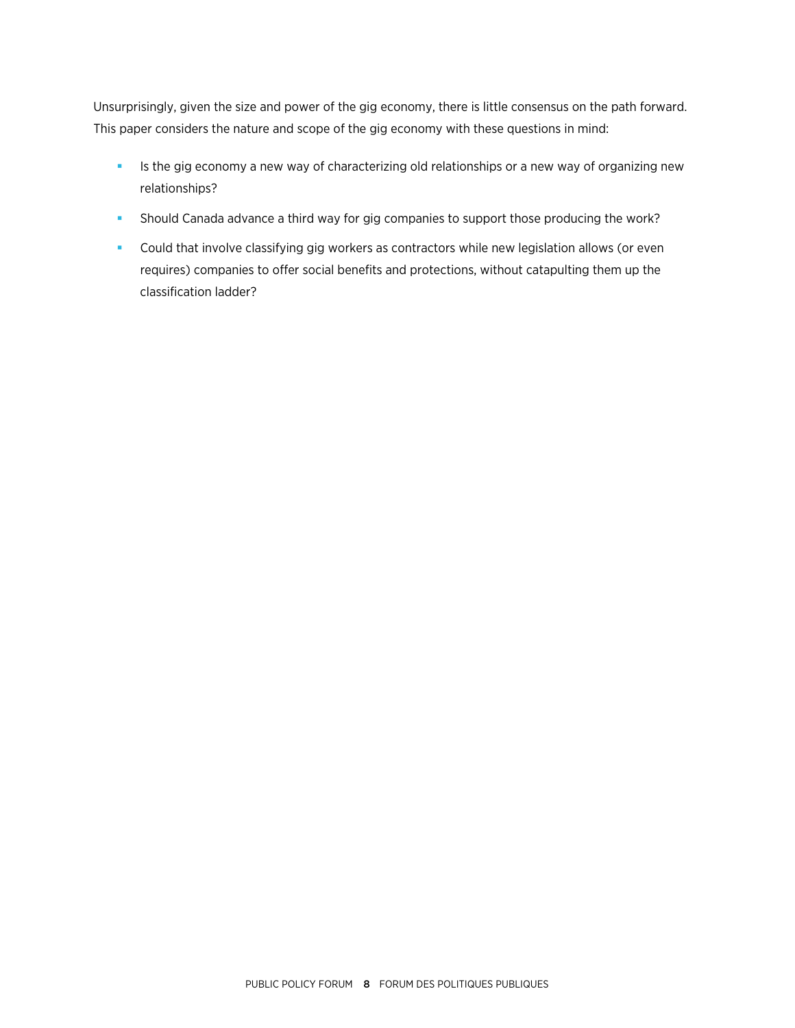Unsurprisingly, given the size and power of the gig economy, there is little consensus on the path forward. This paper considers the nature and scope of the gig economy with these questions in mind:

- Is the gig economy a new way of characterizing old relationships or a new way of organizing new relationships?
- Should Canada advance a third way for gig companies to support those producing the work?
- Could that involve classifying gig workers as contractors while new legislation allows (or even requires) companies to offer social benefits and protections, without catapulting them up the classification ladder?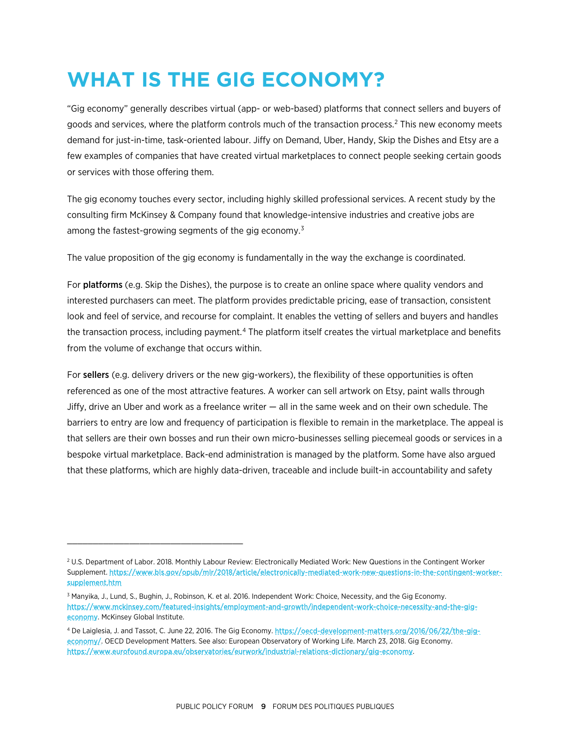# WHAT IS THE GIG ECONOMY?

"Gig economy" generally describes virtual (app- or web-based) platforms that connect sellers and buyers of goods and services, where the platform controls much of the transaction process.[2] This new economy meets demand for just-in-time, task-oriented labour. Jiffy on Demand, Uber, Handy, Skip the Dishes and Etsy are a few examples of companies that have created virtual marketplaces to connect people seeking certain goods or services with those offering them.

The gig economy touches every sector, including highly skilled professional services. A recent study by the consulting firm McKinsey & Company found that knowledge-intensive industries and creative jobs are among the fastest-growing segments of the gig economy.[3]

The value proposition of the gig economy is fundamentally in the way the exchange is coordinated.

For **platforms** (e.g. Skip the Dishes), the purpose is to create an online space where quality vendors and interested purchasers can meet. The platform provides predictable pricing, ease of transaction, consistent look and feel of service, and recourse for complaint. It enables the vetting of sellers and buyers and handles the transaction process, including payment.[4] The platform itself creates the virtual marketplace and benefits from the volume of exchange that occurs within.

For **sellers** (e.g. delivery drivers or the new gig-workers), the flexibility of these opportunities is often referenced as one of the most attractive features. A worker can sell artwork on Etsy, paint walls through Jiffy, drive an Uber and work as a freelance writer — all in the same week and on their own schedule. The barriers to entry are low and frequency of participation is flexible to remain in the marketplace. The appeal is that sellers are their own bosses and run their own micro-businesses selling piecemeal goods or services in a bespoke virtual marketplace. Back-end administration is managed by the platform. Some have also argued that these platforms, which are highly data-driven, traceable and include built-in accountability and safety

---

[2] U.S. Department of Labor. 2018. Monthly Labour Review: Electronically Mediated Work: New Questions in the Contingent Worker Supplement. https://www.bls.gov/opub/mlr/2018/article/electronically-mediated-work-new-questions-in-the-contingent-worker-supplement.htm

[3] Manyika, J., Lund, S., Bughin, J., Robinson, K. et al. 2016. Independent Work: Choice, Necessity, and the Gig Economy. https://www.mckinsey.com/featured-insights/employment-and-growth/independent-work-choice-necessity-and-the-gig-economy. McKinsey Global Institute.

[4] De Laiglesia, J. and Tassot, C. June 22, 2016. The Gig Economy. https://oecd-development-matters.org/2016/06/22/the-gig-economy/. OECD Development Matters. See also: European Observatory of Working Life. March 23, 2018. Gig Economy. https://www.eurofound.europa.eu/observatories/eurwork/industrial-relations-dictionary/gig-economy.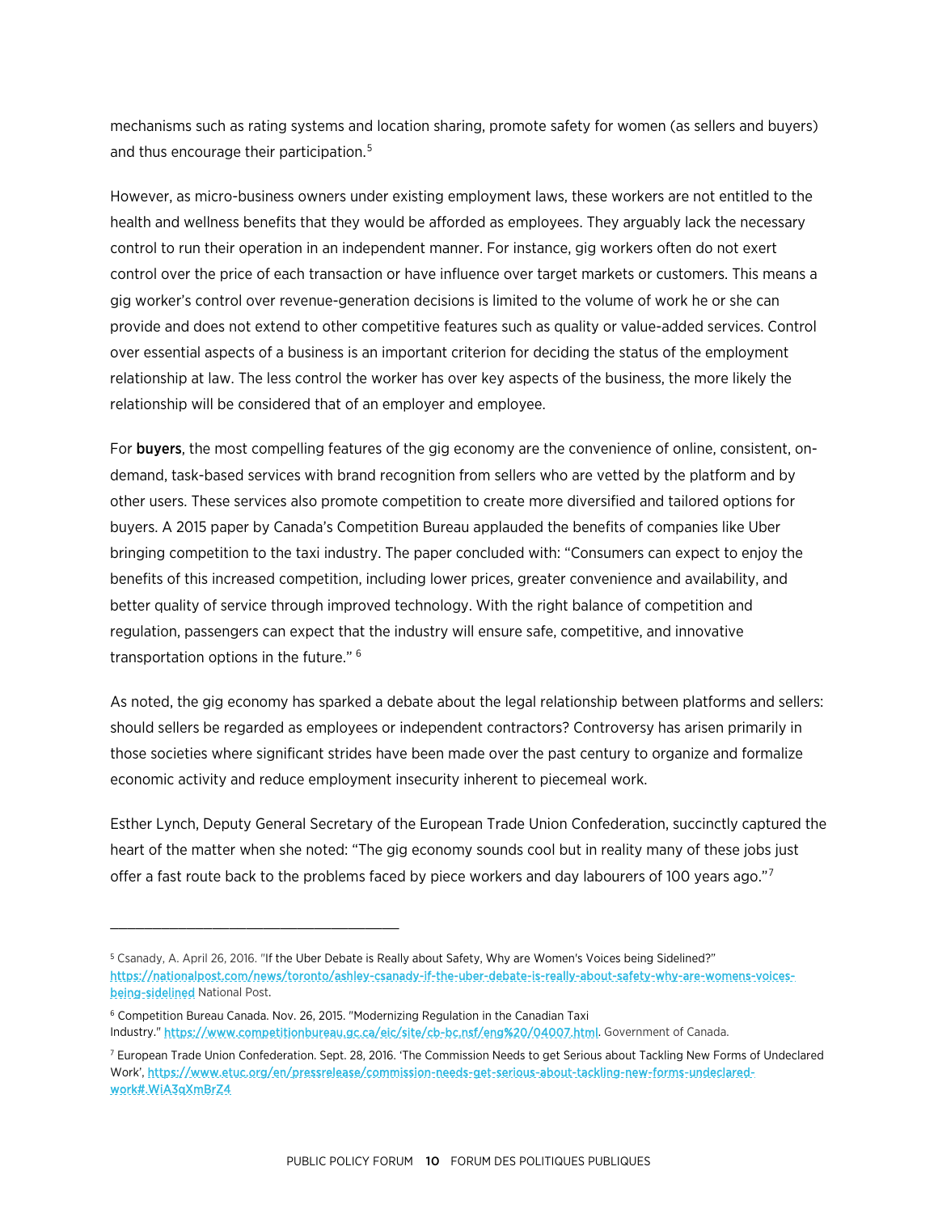mechanisms such as rating systems and location sharing, promote safety for women (as sellers and buyers) and thus encourage their participation.[5]

However, as micro-business owners under existing employment laws, these workers are not entitled to the health and wellness benefits that they would be afforded as employees. They arguably lack the necessary control to run their operation in an independent manner. For instance, gig workers often do not exert control over the price of each transaction or have influence over target markets or customers. This means a gig worker's control over revenue-generation decisions is limited to the volume of work he or she can provide and does not extend to other competitive features such as quality or value-added services. Control over essential aspects of a business is an important criterion for deciding the status of the employment relationship at law. The less control the worker has over key aspects of the business, the more likely the relationship will be considered that of an employer and employee.

For **buyers**, the most compelling features of the gig economy are the convenience of online, consistent, on-demand, task-based services with brand recognition from sellers who are vetted by the platform and by other users. These services also promote competition to create more diversified and tailored options for buyers. A 2015 paper by Canada's Competition Bureau applauded the benefits of companies like Uber bringing competition to the taxi industry. The paper concluded with: "Consumers can expect to enjoy the benefits of this increased competition, including lower prices, greater convenience and availability, and better quality of service through improved technology. With the right balance of competition and regulation, passengers can expect that the industry will ensure safe, competitive, and innovative transportation options in the future." [6]

As noted, the gig economy has sparked a debate about the legal relationship between platforms and sellers: should sellers be regarded as employees or independent contractors? Controversy has arisen primarily in those societies where significant strides have been made over the past century to organize and formalize economic activity and reduce employment insecurity inherent to piecemeal work.

Esther Lynch, Deputy General Secretary of the European Trade Union Confederation, succinctly captured the heart of the matter when she noted: "The gig economy sounds cool but in reality many of these jobs just offer a fast route back to the problems faced by piece workers and day labourers of 100 years ago."[7]

---

[5] Csanady, A. April 26, 2016. "If the Uber Debate is Really about Safety, Why are Women's Voices being Sidelined?" https://nationalpost.com/news/toronto/ashley-csanady-if-the-uber-debate-is-really-about-safety-why-are-womens-voices-being-sidelined National Post.

[6] Competition Bureau Canada. Nov. 26, 2015. "Modernizing Regulation in the Canadian Taxi Industry." https://www.competitionbureau.gc.ca/eic/site/cb-bc.nsf/eng%20/04007.html. Government of Canada.

[7] European Trade Union Confederation. Sept. 28, 2016. 'The Commission Needs to get Serious about Tackling New Forms of Undeclared Work', https://www.etuc.org/en/pressrelease/commission-needs-get-serious-about-tackling-new-forms-undeclared-work#.WiA3qXmBrZ4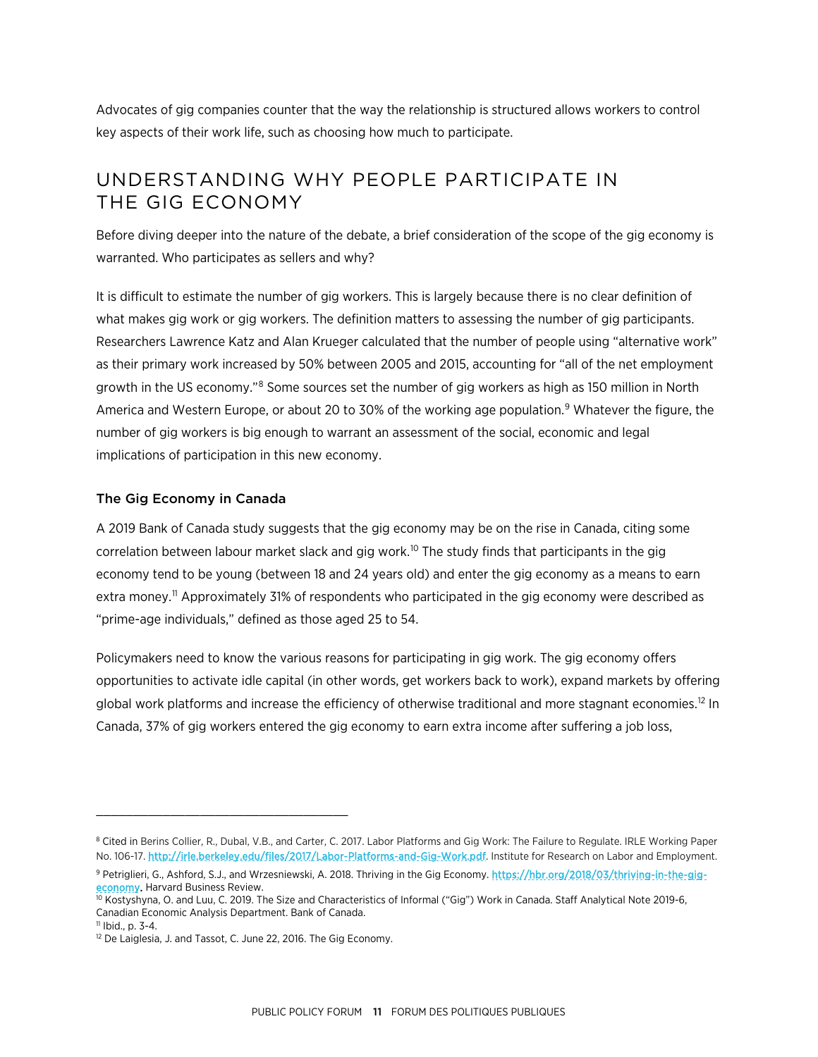Advocates of gig companies counter that the way the relationship is structured allows workers to control key aspects of their work life, such as choosing how much to participate.

## UNDERSTANDING WHY PEOPLE PARTICIPATE IN THE GIG ECONOMY

Before diving deeper into the nature of the debate, a brief consideration of the scope of the gig economy is warranted. Who participates as sellers and why?

It is difficult to estimate the number of gig workers. This is largely because there is no clear definition of what makes gig work or gig workers. The definition matters to assessing the number of gig participants. Researchers Lawrence Katz and Alan Krueger calculated that the number of people using "alternative work" as their primary work increased by 50% between 2005 and 2015, accounting for "all of the net employment growth in the US economy."[8] Some sources set the number of gig workers as high as 150 million in North America and Western Europe, or about 20 to 30% of the working age population.[9] Whatever the figure, the number of gig workers is big enough to warrant an assessment of the social, economic and legal implications of participation in this new economy.

### The Gig Economy in Canada

A 2019 Bank of Canada study suggests that the gig economy may be on the rise in Canada, citing some correlation between labour market slack and gig work.[10] The study finds that participants in the gig economy tend to be young (between 18 and 24 years old) and enter the gig economy as a means to earn extra money.[11] Approximately 31% of respondents who participated in the gig economy were described as "prime-age individuals," defined as those aged 25 to 54.

Policymakers need to know the various reasons for participating in gig work. The gig economy offers opportunities to activate idle capital (in other words, get workers back to work), expand markets by offering global work platforms and increase the efficiency of otherwise traditional and more stagnant economies.[12] In Canada, 37% of gig workers entered the gig economy to earn extra income after suffering a job loss,

---

[8] Cited in Berins Collier, R., Dubal, V.B., and Carter, C. 2017. Labor Platforms and Gig Work: The Failure to Regulate. IRLE Working Paper No. 106-17. http://irle.berkeley.edu/files/2017/Labor-Platforms-and-Gig-Work.pdf. Institute for Research on Labor and Employment.

[9] Petriglieri, G., Ashford, S.J., and Wrzesniewski, A. 2018. Thriving in the Gig Economy. https://hbr.org/2018/03/thriving-in-the-gig-economy. Harvard Business Review.

[10] Kostyshyna, O. and Luu, C. 2019. The Size and Characteristics of Informal ("Gig") Work in Canada. Staff Analytical Note 2019-6, Canadian Economic Analysis Department. Bank of Canada.

[11] Ibid., p. 3-4.

[12] De Laiglesia, J. and Tassot, C. June 22, 2016. The Gig Economy.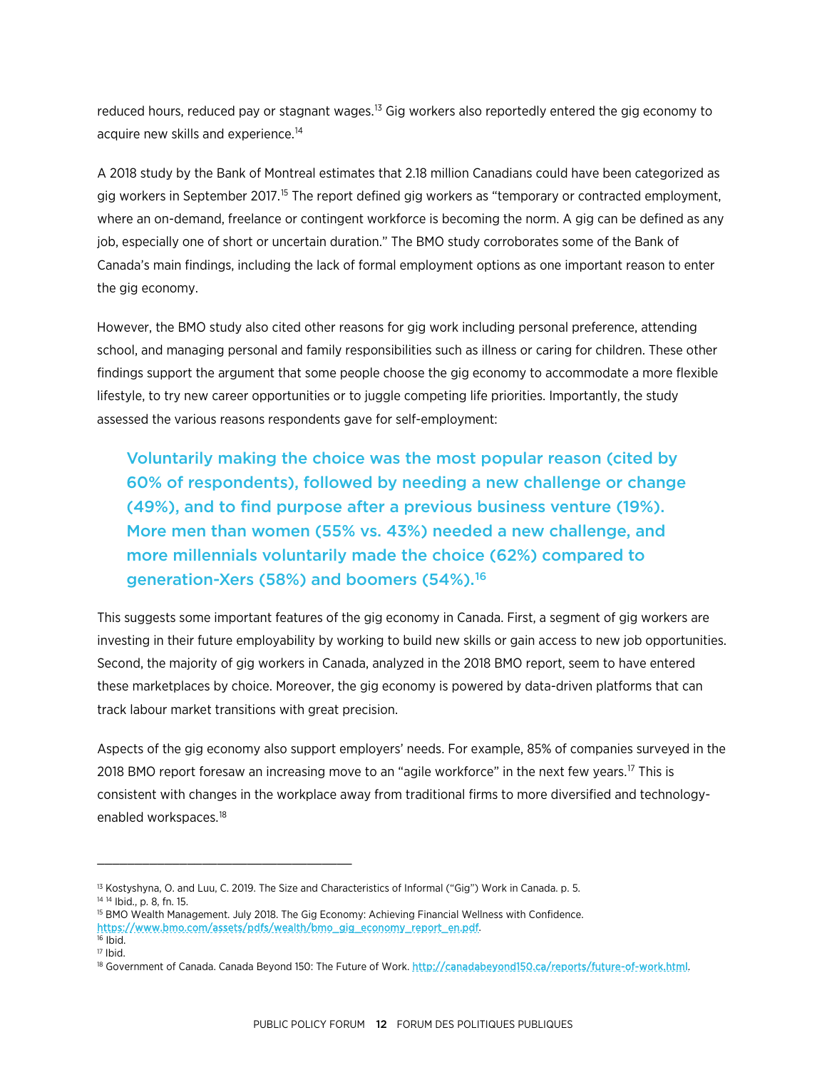reduced hours, reduced pay or stagnant wages.[13] Gig workers also reportedly entered the gig economy to acquire new skills and experience.[14]

A 2018 study by the Bank of Montreal estimates that 2.18 million Canadians could have been categorized as gig workers in September 2017.[15] The report defined gig workers as "temporary or contracted employment, where an on-demand, freelance or contingent workforce is becoming the norm. A gig can be defined as any job, especially one of short or uncertain duration." The BMO study corroborates some of the Bank of Canada's main findings, including the lack of formal employment options as one important reason to enter the gig economy.

However, the BMO study also cited other reasons for gig work including personal preference, attending school, and managing personal and family responsibilities such as illness or caring for children. These other findings support the argument that some people choose the gig economy to accommodate a more flexible lifestyle, to try new career opportunities or to juggle competing life priorities. Importantly, the study assessed the various reasons respondents gave for self-employment:

> Voluntarily making the choice was the most popular reason (cited by 60% of respondents), followed by needing a new challenge or change (49%), and to find purpose after a previous business venture (19%). More men than women (55% vs. 43%) needed a new challenge, and more millennials voluntarily made the choice (62%) compared to generation-Xers (58%) and boomers (54%).[16]

This suggests some important features of the gig economy in Canada. First, a segment of gig workers are investing in their future employability by working to build new skills or gain access to new job opportunities. Second, the majority of gig workers in Canada, analyzed in the 2018 BMO report, seem to have entered these marketplaces by choice. Moreover, the gig economy is powered by data-driven platforms that can track labour market transitions with great precision.

Aspects of the gig economy also support employers' needs. For example, 85% of companies surveyed in the 2018 BMO report foresaw an increasing move to an "agile workforce" in the next few years.[17] This is consistent with changes in the workplace away from traditional firms to more diversified and technology-enabled workspaces.[18]

---

[13] Kostyshyna, O. and Luu, C. 2019. The Size and Characteristics of Informal ("Gig") Work in Canada. p. 5.

[14] Ibid., p. 8, fn. 15.

[15] BMO Wealth Management. July 2018. The Gig Economy: Achieving Financial Wellness with Confidence. https://www.bmo.com/assets/pdfs/wealth/bmo_gig_economy_report_en.pdf.

[16] Ibid.

[17] Ibid.

[18] Government of Canada. Canada Beyond 150: The Future of Work. http://canadabeyond150.ca/reports/future-of-work.html.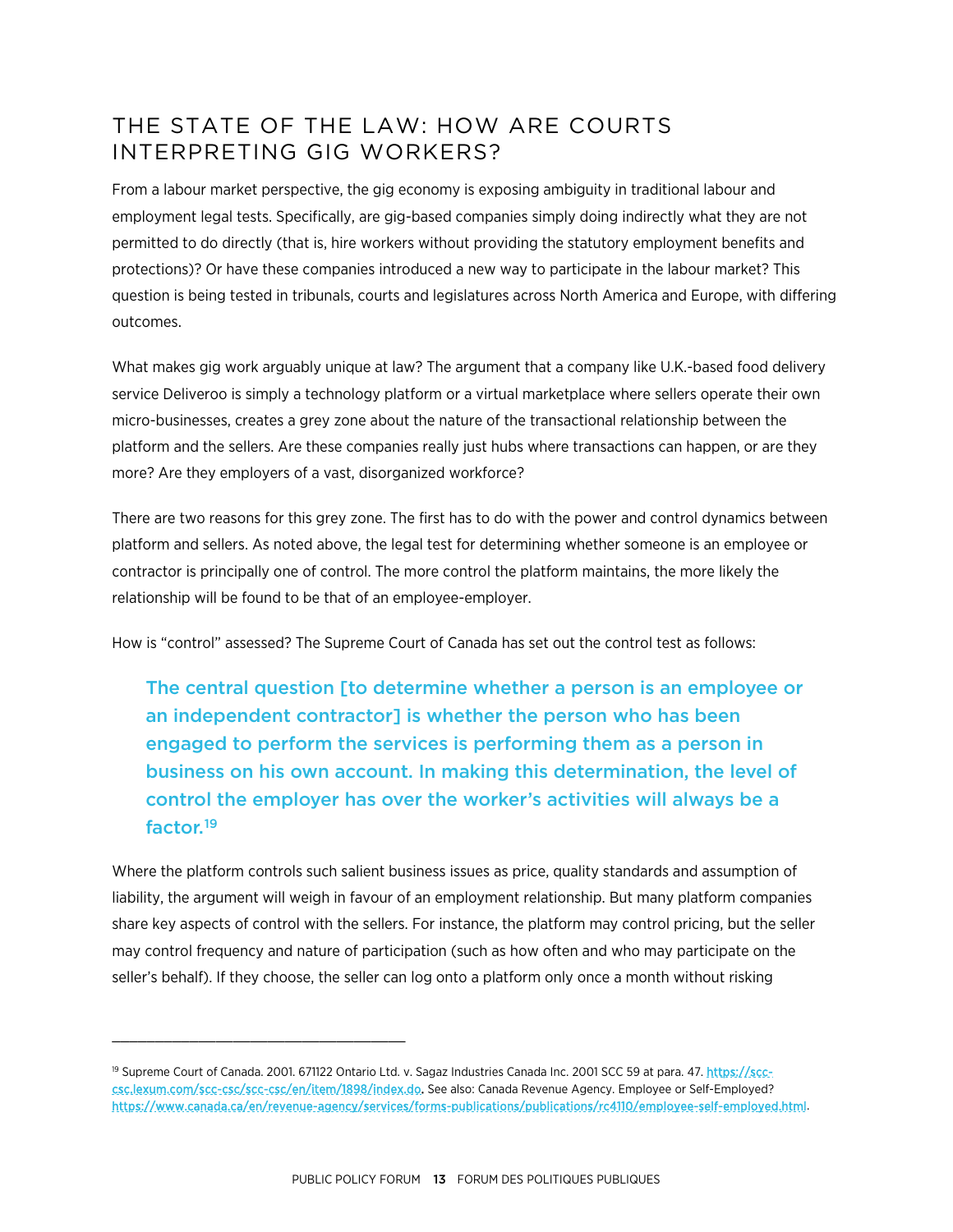## THE STATE OF THE LAW: HOW ARE COURTS INTERPRETING GIG WORKERS?

From a labour market perspective, the gig economy is exposing ambiguity in traditional labour and employment legal tests. Specifically, are gig-based companies simply doing indirectly what they are not permitted to do directly (that is, hire workers without providing the statutory employment benefits and protections)? Or have these companies introduced a new way to participate in the labour market? This question is being tested in tribunals, courts and legislatures across North America and Europe, with differing outcomes.

What makes gig work arguably unique at law? The argument that a company like U.K.-based food delivery service Deliveroo is simply a technology platform or a virtual marketplace where sellers operate their own micro-businesses, creates a grey zone about the nature of the transactional relationship between the platform and the sellers. Are these companies really just hubs where transactions can happen, or are they more? Are they employers of a vast, disorganized workforce?

There are two reasons for this grey zone. The first has to do with the power and control dynamics between platform and sellers. As noted above, the legal test for determining whether someone is an employee or contractor is principally one of control. The more control the platform maintains, the more likely the relationship will be found to be that of an employee-employer.

How is "control" assessed? The Supreme Court of Canada has set out the control test as follows:

> The central question [to determine whether a person is an employee or an independent contractor] is whether the person who has been engaged to perform the services is performing them as a person in business on his own account. In making this determination, the level of control the employer has over the worker's activities will always be a factor.[19]

Where the platform controls such salient business issues as price, quality standards and assumption of liability, the argument will weigh in favour of an employment relationship. But many platform companies share key aspects of control with the sellers. For instance, the platform may control pricing, but the seller may control frequency and nature of participation (such as how often and who may participate on the seller's behalf). If they choose, the seller can log onto a platform only once a month without risking

---

[19] Supreme Court of Canada. 2001. 671122 Ontario Ltd. v. Sagaz Industries Canada Inc. 2001 SCC 59 at para. 47. https://scc-csc.lexum.com/scc-csc/scc-csc/en/item/1898/index.do. See also: Canada Revenue Agency. Employee or Self-Employed? https://www.canada.ca/en/revenue-agency/services/forms-publications/publications/rc4110/employee-self-employed.html.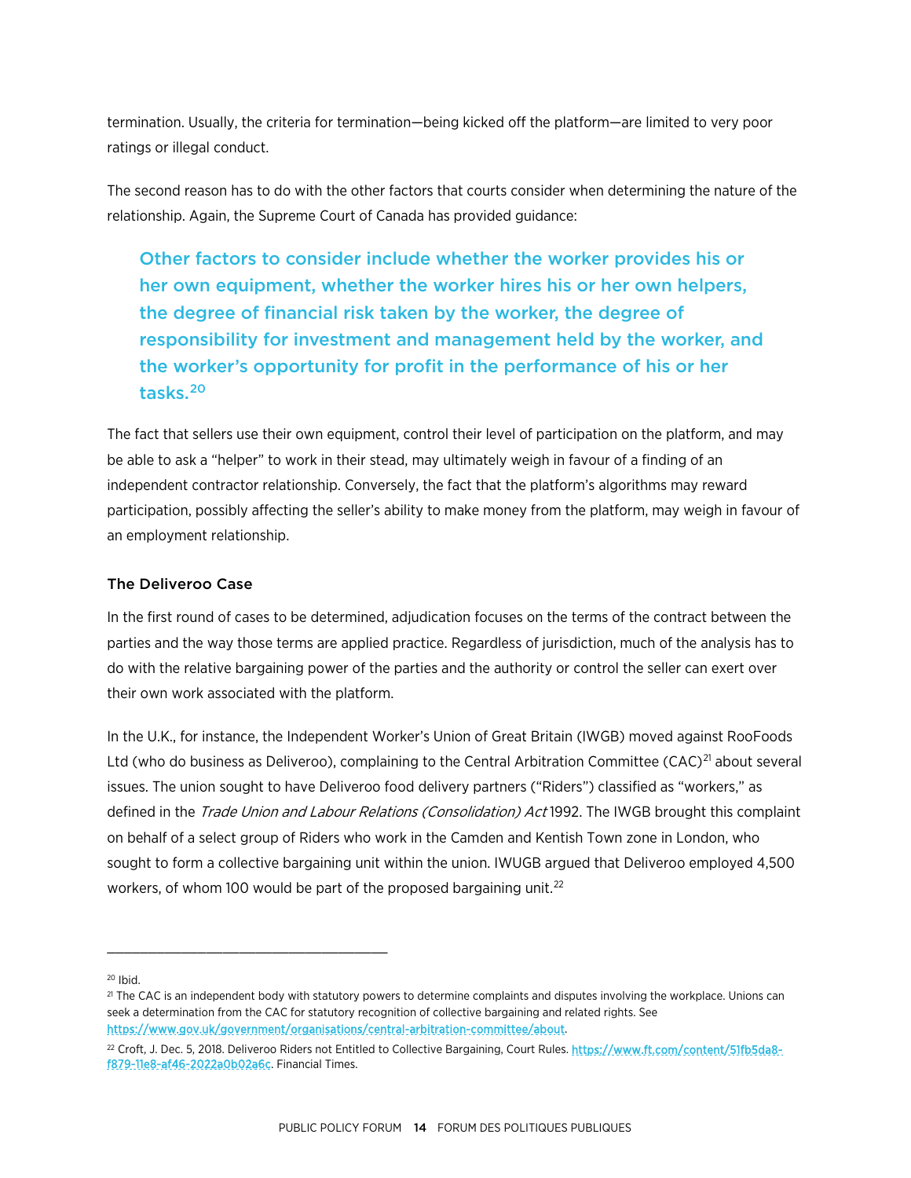termination. Usually, the criteria for termination—being kicked off the platform—are limited to very poor ratings or illegal conduct.

The second reason has to do with the other factors that courts consider when determining the nature of the relationship. Again, the Supreme Court of Canada has provided guidance:

> Other factors to consider include whether the worker provides his or her own equipment, whether the worker hires his or her own helpers, the degree of financial risk taken by the worker, the degree of responsibility for investment and management held by the worker, and the worker's opportunity for profit in the performance of his or her tasks.[20]

The fact that sellers use their own equipment, control their level of participation on the platform, and may be able to ask a "helper" to work in their stead, may ultimately weigh in favour of a finding of an independent contractor relationship. Conversely, the fact that the platform's algorithms may reward participation, possibly affecting the seller's ability to make money from the platform, may weigh in favour of an employment relationship.

### The Deliveroo Case

In the first round of cases to be determined, adjudication focuses on the terms of the contract between the parties and the way those terms are applied practice. Regardless of jurisdiction, much of the analysis has to do with the relative bargaining power of the parties and the authority or control the seller can exert over their own work associated with the platform.

In the U.K., for instance, the Independent Worker's Union of Great Britain (IWGB) moved against RooFoods Ltd (who do business as Deliveroo), complaining to the Central Arbitration Committee (CAC)[21] about several issues. The union sought to have Deliveroo food delivery partners ("Riders") classified as "workers," as defined in the *Trade Union and Labour Relations (Consolidation) Act* 1992. The IWGB brought this complaint on behalf of a select group of Riders who work in the Camden and Kentish Town zone in London, who sought to form a collective bargaining unit within the union. IWUGB argued that Deliveroo employed 4,500 workers, of whom 100 would be part of the proposed bargaining unit.[22]

---

[20] Ibid.

[21] The CAC is an independent body with statutory powers to determine complaints and disputes involving the workplace. Unions can seek a determination from the CAC for statutory recognition of collective bargaining and related rights. See https://www.gov.uk/government/organisations/central-arbitration-committee/about.

[22] Croft, J. Dec. 5, 2018. Deliveroo Riders not Entitled to Collective Bargaining, Court Rules. https://www.ft.com/content/51fb5da8-f879-11e8-af46-2022a0b02a6c. Financial Times.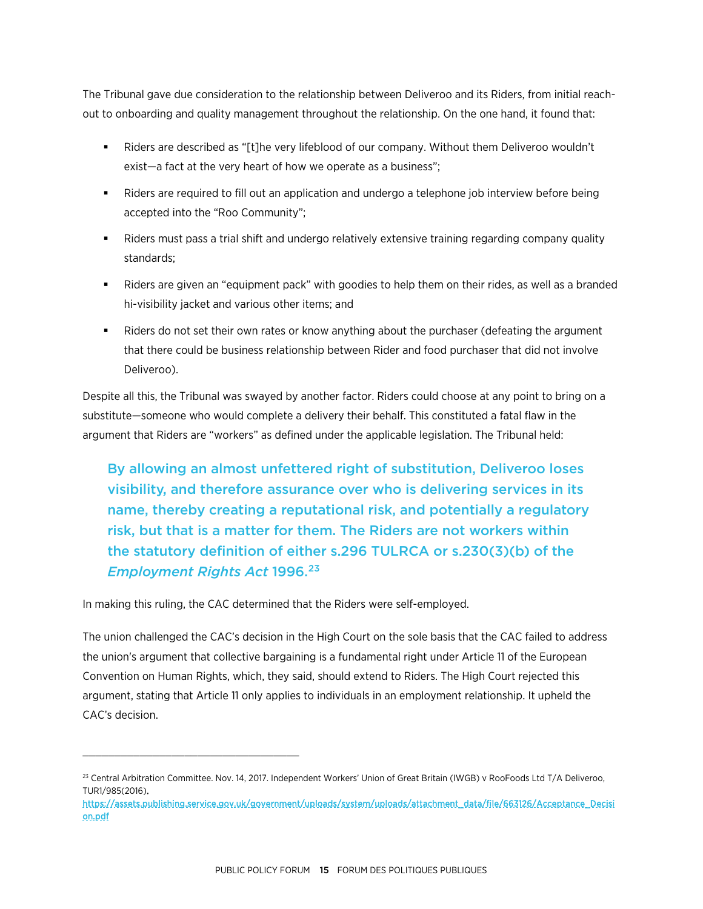The Tribunal gave due consideration to the relationship between Deliveroo and its Riders, from initial reach-out to onboarding and quality management throughout the relationship. On the one hand, it found that:

- Riders are described as "[t]he very lifeblood of our company. Without them Deliveroo wouldn't exist—a fact at the very heart of how we operate as a business";
- Riders are required to fill out an application and undergo a telephone job interview before being accepted into the "Roo Community";
- Riders must pass a trial shift and undergo relatively extensive training regarding company quality standards;
- Riders are given an "equipment pack" with goodies to help them on their rides, as well as a branded hi-visibility jacket and various other items; and
- Riders do not set their own rates or know anything about the purchaser (defeating the argument that there could be business relationship between Rider and food purchaser that did not involve Deliveroo).

Despite all this, the Tribunal was swayed by another factor. Riders could choose at any point to bring on a substitute—someone who would complete a delivery their behalf. This constituted a fatal flaw in the argument that Riders are "workers" as defined under the applicable legislation. The Tribunal held:

> By allowing an almost unfettered right of substitution, Deliveroo loses visibility, and therefore assurance over who is delivering services in its name, thereby creating a reputational risk, and potentially a regulatory risk, but that is a matter for them. The Riders are not workers within the statutory definition of either s.296 TULRCA or s.230(3)(b) of the *Employment Rights Act* 1996.[23]

In making this ruling, the CAC determined that the Riders were self-employed.

The union challenged the CAC's decision in the High Court on the sole basis that the CAC failed to address the union's argument that collective bargaining is a fundamental right under Article 11 of the European Convention on Human Rights, which, they said, should extend to Riders. The High Court rejected this argument, stating that Article 11 only applies to individuals in an employment relationship. It upheld the CAC's decision.

---

[23] Central Arbitration Committee. Nov. 14, 2017. Independent Workers' Union of Great Britain (IWGB) v RooFoods Ltd T/A Deliveroo, TUR1/985(2016). https://assets.publishing.service.gov.uk/government/uploads/system/uploads/attachment_data/file/663126/Acceptance_Decision.pdf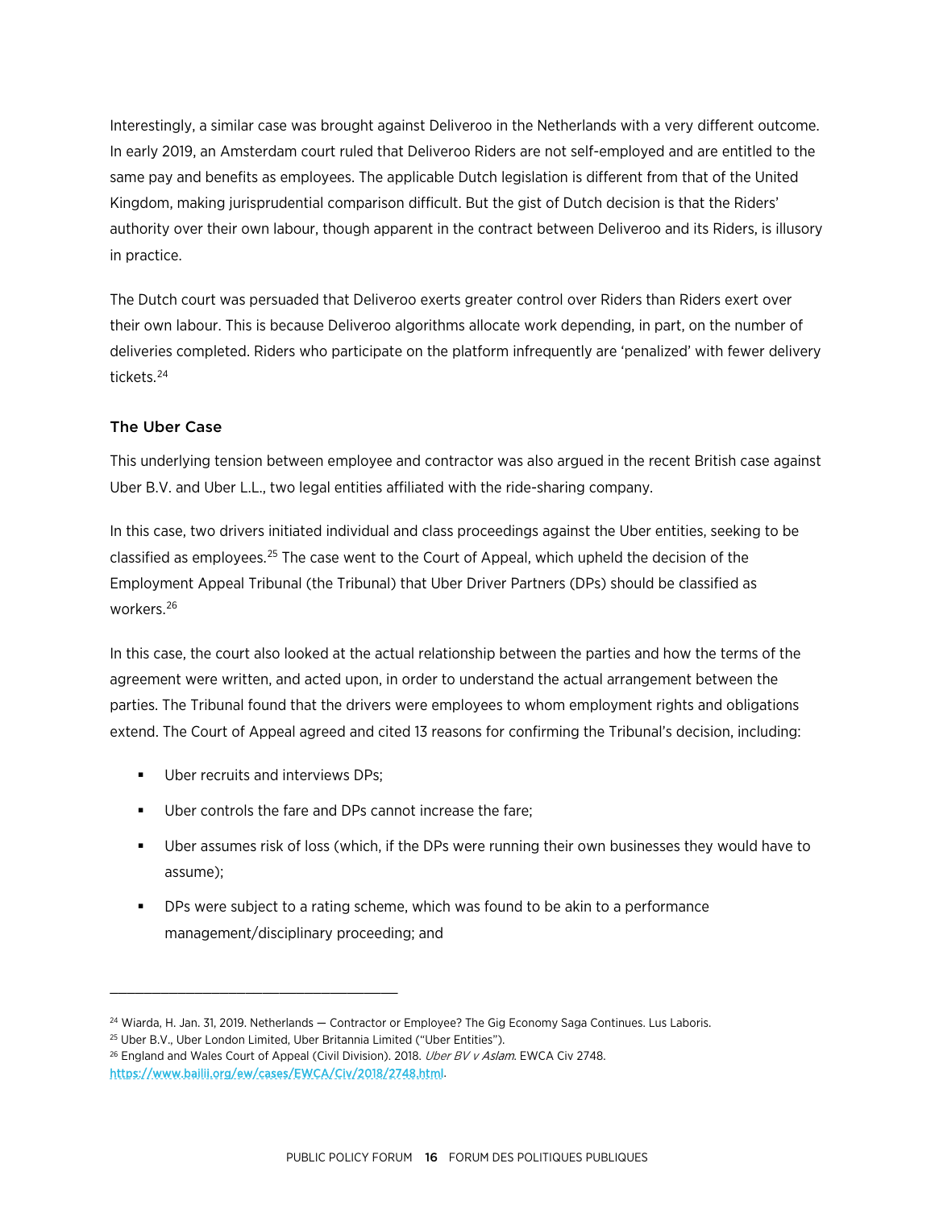Interestingly, a similar case was brought against Deliveroo in the Netherlands with a very different outcome. In early 2019, an Amsterdam court ruled that Deliveroo Riders are not self-employed and are entitled to the same pay and benefits as employees. The applicable Dutch legislation is different from that of the United Kingdom, making jurisprudential comparison difficult. But the gist of Dutch decision is that the Riders' authority over their own labour, though apparent in the contract between Deliveroo and its Riders, is illusory in practice.

The Dutch court was persuaded that Deliveroo exerts greater control over Riders than Riders exert over their own labour. This is because Deliveroo algorithms allocate work depending, in part, on the number of deliveries completed. Riders who participate on the platform infrequently are 'penalized' with fewer delivery tickets.[24]

### The Uber Case

This underlying tension between employee and contractor was also argued in the recent British case against Uber B.V. and Uber L.L., two legal entities affiliated with the ride-sharing company.

In this case, two drivers initiated individual and class proceedings against the Uber entities, seeking to be classified as employees.[25] The case went to the Court of Appeal, which upheld the decision of the Employment Appeal Tribunal (the Tribunal) that Uber Driver Partners (DPs) should be classified as workers.[26]

In this case, the court also looked at the actual relationship between the parties and how the terms of the agreement were written, and acted upon, in order to understand the actual arrangement between the parties. The Tribunal found that the drivers were employees to whom employment rights and obligations extend. The Court of Appeal agreed and cited 13 reasons for confirming the Tribunal's decision, including:

- Uber recruits and interviews DPs;
- Uber controls the fare and DPs cannot increase the fare;
- Uber assumes risk of loss (which, if the DPs were running their own businesses they would have to assume);
- DPs were subject to a rating scheme, which was found to be akin to a performance management/disciplinary proceeding; and

---

[24] Wiarda, H. Jan. 31, 2019. Netherlands — Contractor or Employee? The Gig Economy Saga Continues. Lus Laboris.

[25] Uber B.V., Uber London Limited, Uber Britannia Limited ("Uber Entities").

[26] England and Wales Court of Appeal (Civil Division). 2018. *Uber BV v Aslam*. EWCA Civ 2748. https://www.bailii.org/ew/cases/EWCA/Civ/2018/2748.html.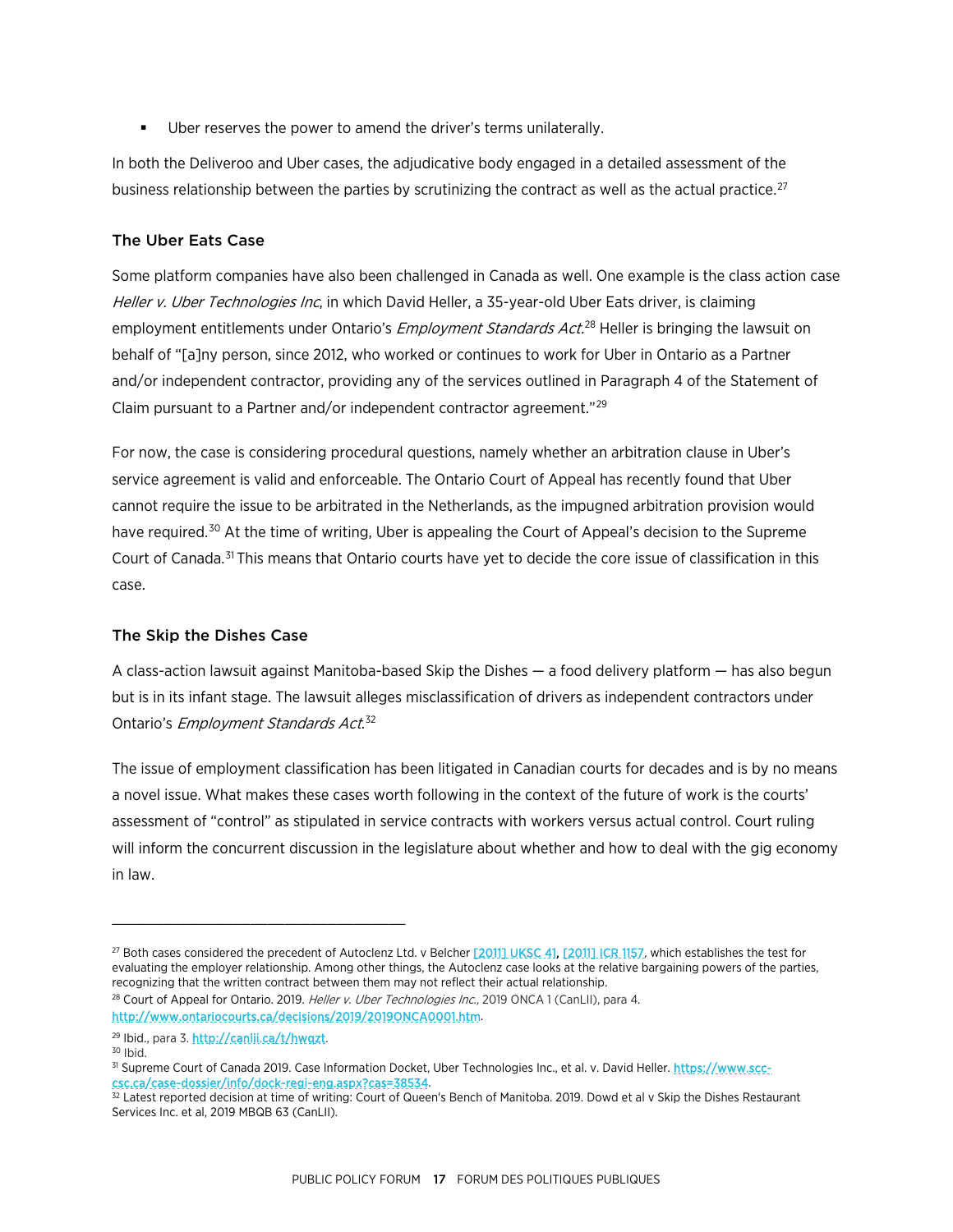- Uber reserves the power to amend the driver's terms unilaterally.

In both the Deliveroo and Uber cases, the adjudicative body engaged in a detailed assessment of the business relationship between the parties by scrutinizing the contract as well as the actual practice.[27]

### The Uber Eats Case

Some platform companies have also been challenged in Canada as well. One example is the class action case *Heller v. Uber Technologies Inc*, in which David Heller, a 35-year-old Uber Eats driver, is claiming employment entitlements under Ontario's *Employment Standards Act*.[28] Heller is bringing the lawsuit on behalf of "[a]ny person, since 2012, who worked or continues to work for Uber in Ontario as a Partner and/or independent contractor, providing any of the services outlined in Paragraph 4 of the Statement of Claim pursuant to a Partner and/or independent contractor agreement."[29]

For now, the case is considering procedural questions, namely whether an arbitration clause in Uber's service agreement is valid and enforceable. The Ontario Court of Appeal has recently found that Uber cannot require the issue to be arbitrated in the Netherlands, as the impugned arbitration provision would have required.[30] At the time of writing, Uber is appealing the Court of Appeal's decision to the Supreme Court of Canada.[31] This means that Ontario courts have yet to decide the core issue of classification in this case.

### The Skip the Dishes Case

A class-action lawsuit against Manitoba-based Skip the Dishes — a food delivery platform — has also begun but is in its infant stage. The lawsuit alleges misclassification of drivers as independent contractors under Ontario's *Employment Standards Act*.[32]

The issue of employment classification has been litigated in Canadian courts for decades and is by no means a novel issue. What makes these cases worth following in the context of the future of work is the courts' assessment of "control" as stipulated in service contracts with workers versus actual control. Court ruling will inform the concurrent discussion in the legislature about whether and how to deal with the gig economy in law.

---

[27] Both cases considered the precedent of Autoclenz Ltd. v Belcher [2011] UKSC 41, [2011] ICR 1157, which establishes the test for evaluating the employer relationship. Among other things, the Autoclenz case looks at the relative bargaining powers of the parties, recognizing that the written contract between them may not reflect their actual relationship.

[28] Court of Appeal for Ontario. 2019. *Heller v. Uber Technologies Inc.*, 2019 ONCA 1 (CanLII), para 4. http://www.ontariocourts.ca/decisions/2019/2019ONCA0001.htm.

[29] Ibid., para 3. http://canlii.ca/t/hwqzt.

[30] Ibid.

[31] Supreme Court of Canada 2019. Case Information Docket, Uber Technologies Inc., et al. v. David Heller. https://www.scc-csc.ca/case-dossier/info/dock-regi-eng.aspx?cas=38534.

[32] Latest reported decision at time of writing: Court of Queen's Bench of Manitoba. 2019. Dowd et al v Skip the Dishes Restaurant Services Inc. et al, 2019 MBQB 63 (CanLII).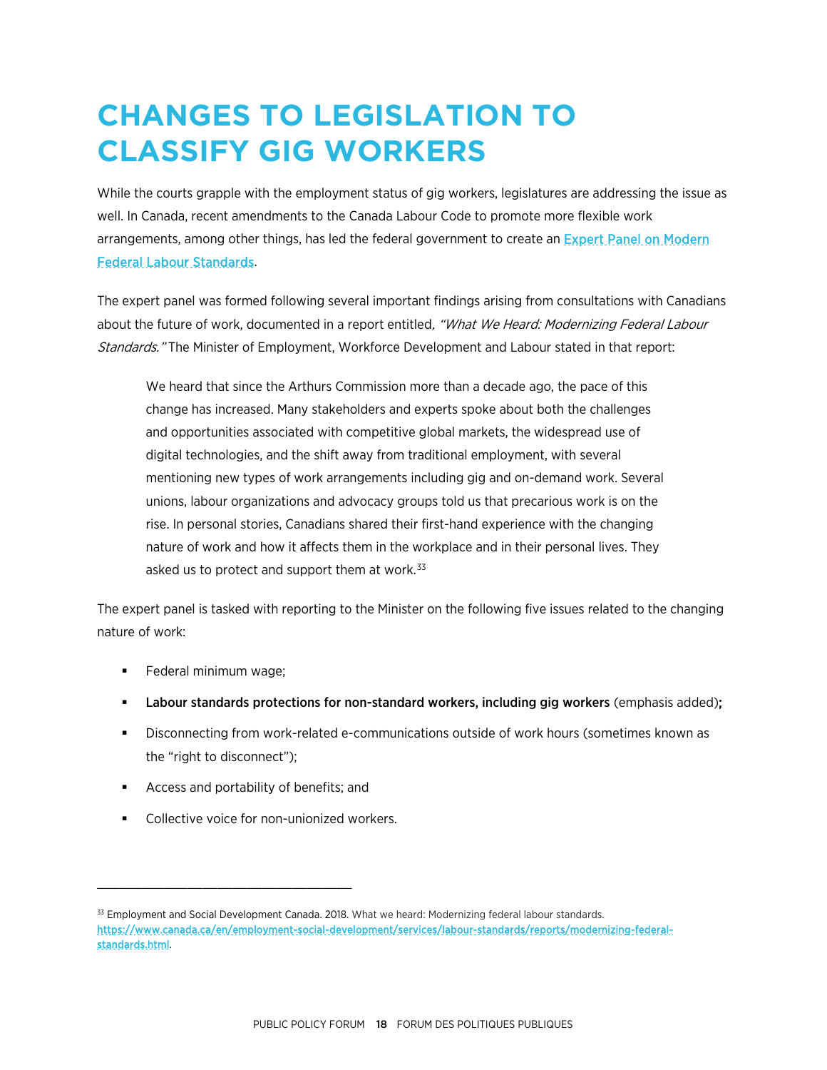# CHANGES TO LEGISLATION TO CLASSIFY GIG WORKERS

While the courts grapple with the employment status of gig workers, legislatures are addressing the issue as well. In Canada, recent amendments to the Canada Labour Code to promote more flexible work arrangements, among other things, has led the federal government to create an [Expert Panel on Modern Federal Labour Standards](https://www.canada.ca/en/employment-social-development/services/labour-standards/reports/modernizing-federal-standards.html).

The expert panel was formed following several important findings arising from consultations with Canadians about the future of work, documented in a report entitled*, "What We Heard: Modernizing Federal Labour Standards."* The Minister of Employment, Workforce Development and Labour stated in that report:

> We heard that since the Arthurs Commission more than a decade ago, the pace of this change has increased. Many stakeholders and experts spoke about both the challenges and opportunities associated with competitive global markets, the widespread use of digital technologies, and the shift away from traditional employment, with several mentioning new types of work arrangements including gig and on-demand work. Several unions, labour organizations and advocacy groups told us that precarious work is on the rise. In personal stories, Canadians shared their first-hand experience with the changing nature of work and how it affects them in the workplace and in their personal lives. They asked us to protect and support them at work.[33]

The expert panel is tasked with reporting to the Minister on the following five issues related to the changing nature of work:

- Federal minimum wage;
- **Labour standards protections for non-standard workers, including gig workers** (emphasis added)**;**
- Disconnecting from work-related e-communications outside of work hours (sometimes known as the "right to disconnect");
- Access and portability of benefits; and
- Collective voice for non-unionized workers.

---

[33] Employment and Social Development Canada. 2018. What we heard: Modernizing federal labour standards. https://www.canada.ca/en/employment-social-development/services/labour-standards/reports/modernizing-federal-standards.html.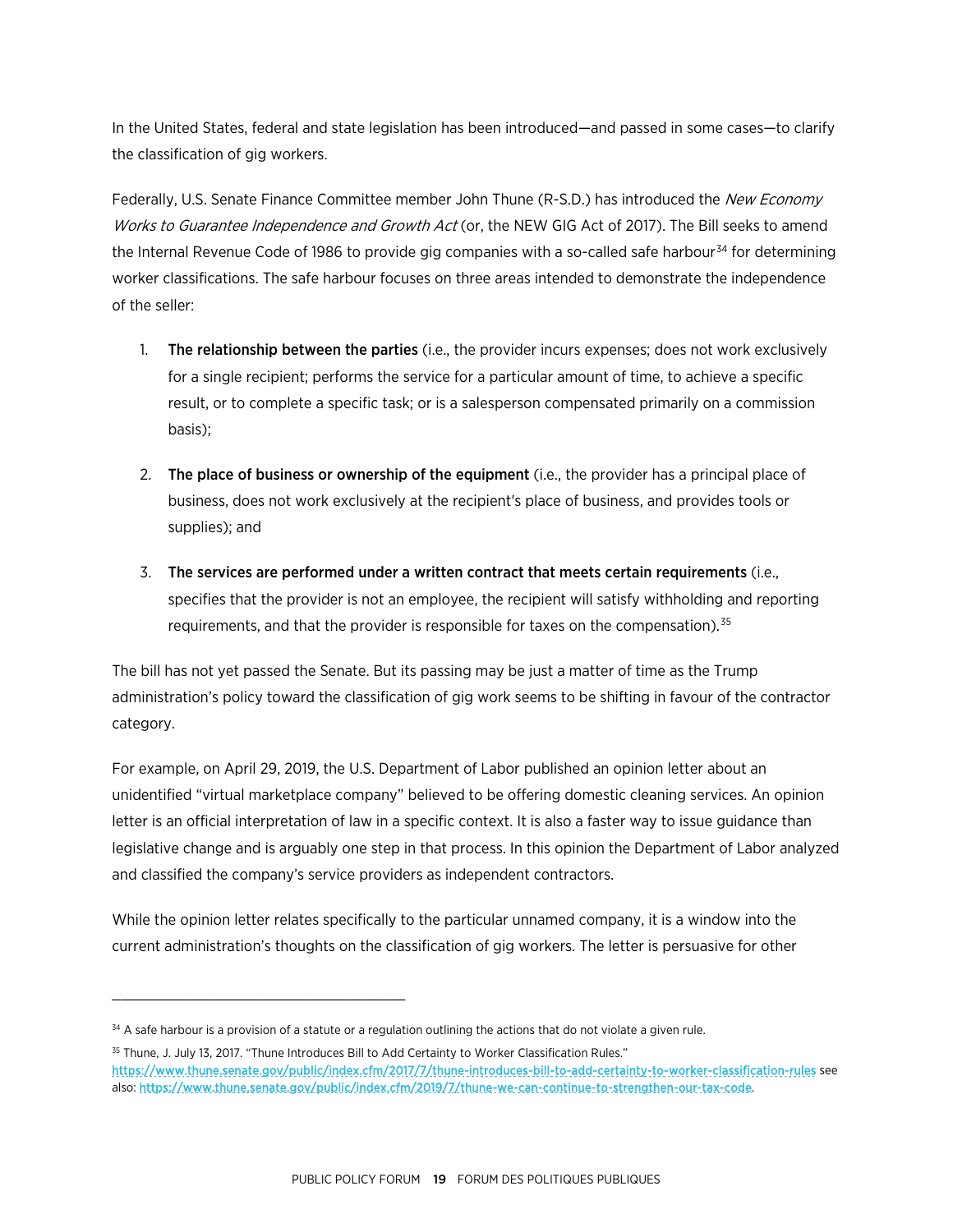In the United States, federal and state legislation has been introduced—and passed in some cases—to clarify the classification of gig workers.

Federally, U.S. Senate Finance Committee member John Thune (R-S.D.) has introduced the *New Economy Works to Guarantee Independence and Growth Act* (or, the NEW GIG Act of 2017). The Bill seeks to amend the Internal Revenue Code of 1986 to provide gig companies with a so-called safe harbour[34] for determining worker classifications. The safe harbour focuses on three areas intended to demonstrate the independence of the seller:

1. **The relationship between the parties** (i.e., the provider incurs expenses; does not work exclusively for a single recipient; performs the service for a particular amount of time, to achieve a specific result, or to complete a specific task; or is a salesperson compensated primarily on a commission basis);

2. **The place of business or ownership of the equipment** (i.e., the provider has a principal place of business, does not work exclusively at the recipient's place of business, and provides tools or supplies); and

3. **The services are performed under a written contract that meets certain requirements** (i.e., specifies that the provider is not an employee, the recipient will satisfy withholding and reporting requirements, and that the provider is responsible for taxes on the compensation).[35]

The bill has not yet passed the Senate. But its passing may be just a matter of time as the Trump administration's policy toward the classification of gig work seems to be shifting in favour of the contractor category.

For example, on April 29, 2019, the U.S. Department of Labor published an opinion letter about an unidentified "virtual marketplace company" believed to be offering domestic cleaning services. An opinion letter is an official interpretation of law in a specific context. It is also a faster way to issue guidance than legislative change and is arguably one step in that process. In this opinion the Department of Labor analyzed and classified the company's service providers as independent contractors.

While the opinion letter relates specifically to the particular unnamed company, it is a window into the current administration's thoughts on the classification of gig workers. The letter is persuasive for other

---

[34] A safe harbour is a provision of a statute or a regulation outlining the actions that do not violate a given rule.

[35] Thune, J. July 13, 2017. "Thune Introduces Bill to Add Certainty to Worker Classification Rules." https://www.thune.senate.gov/public/index.cfm/2017/7/thune-introduces-bill-to-add-certainty-to-worker-classification-rules see also: https://www.thune.senate.gov/public/index.cfm/2019/7/thune-we-can-continue-to-strengthen-our-tax-code.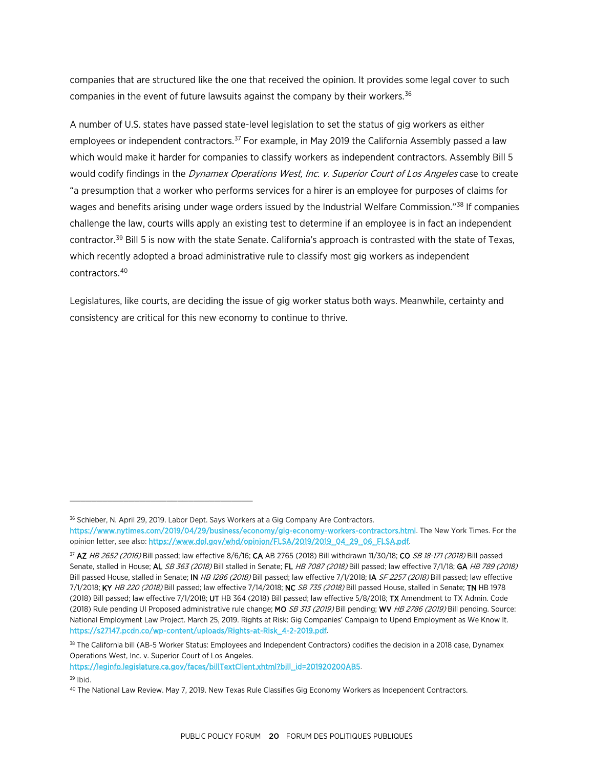companies that are structured like the one that received the opinion. It provides some legal cover to such companies in the event of future lawsuits against the company by their workers.[36]

A number of U.S. states have passed state-level legislation to set the status of gig workers as either employees or independent contractors.[37] For example, in May 2019 the California Assembly passed a law which would make it harder for companies to classify workers as independent contractors. Assembly Bill 5 would codify findings in the *Dynamex Operations West, Inc. v. Superior Court of Los Angeles* case to create "a presumption that a worker who performs services for a hirer is an employee for purposes of claims for wages and benefits arising under wage orders issued by the Industrial Welfare Commission."[38] If companies challenge the law, courts wills apply an existing test to determine if an employee is in fact an independent contractor.[39] Bill 5 is now with the state Senate. California's approach is contrasted with the state of Texas, which recently adopted a broad administrative rule to classify most gig workers as independent contractors.[40]

Legislatures, like courts, are deciding the issue of gig worker status both ways. Meanwhile, certainty and consistency are critical for this new economy to continue to thrive.

---

[36] Schieber, N. April 29, 2019. Labor Dept. Says Workers at a Gig Company Are Contractors. https://www.nytimes.com/2019/04/29/business/economy/gig-economy-workers-contractors.html. The New York Times. For the opinion letter, see also: https://www.dol.gov/whd/opinion/FLSA/2019/2019_04_29_06_FLSA.pdf.

[37] **AZ** *HB 2652 (2016)* Bill passed; law effective 8/6/16; **CA** AB 2765 (2018) Bill withdrawn 11/30/18; **CO** *SB 18-171 (2018)* Bill passed Senate, stalled in House; **AL** *SB 363 (2018)* Bill stalled in Senate; **FL** *HB 7087 (2018)* Bill passed; law effective 7/1/18; **GA** *HB 789 (2018)* Bill passed House, stalled in Senate; **IN** *HB 1286 (2018)* Bill passed; law effective 7/1/2018; **IA** *SF 2257 (2018)* Bill passed; law effective 7/1/2018; **KY** *HB 220 (2018)* Bill passed; law effective 7/14/2018; **NC** *SB 735 (2018)* Bill passed House, stalled in Senate; **TN** HB 1978 (2018) Bill passed; law effective 7/1/2018; **UT** HB 364 (2018) Bill passed; law effective 5/8/2018; **TX** Amendment to TX Admin. Code (2018) Rule pending UI Proposed administrative rule change; **MO** *SB 313 (2019)* Bill pending; **WV** *HB 2786 (2019)* Bill pending. Source: National Employment Law Project. March 25, 2019. Rights at Risk: Gig Companies' Campaign to Upend Employment as We Know It. https://s27147.pcdn.co/wp-content/uploads/Rights-at-Risk_4-2-2019.pdf.

[38] The California bill (AB-5 Worker Status: Employees and Independent Contractors) codifies the decision in a 2018 case, Dynamex Operations West, Inc. v. Superior Court of Los Angeles. https://leginfo.legislature.ca.gov/faces/billTextClient.xhtml?bill_id=201920200AB5.

[39] Ibid.

[40] The National Law Review. May 7, 2019. New Texas Rule Classifies Gig Economy Workers as Independent Contractors.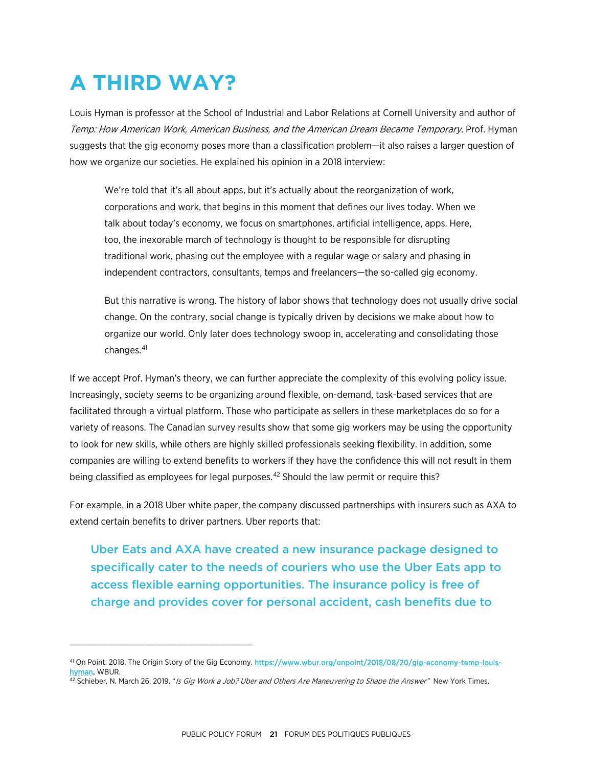# A THIRD WAY?

Louis Hyman is professor at the School of Industrial and Labor Relations at Cornell University and author of *Temp: How American Work, American Business, and the American Dream Became Temporary*. Prof. Hyman suggests that the gig economy poses more than a classification problem—it also raises a larger question of how we organize our societies. He explained his opinion in a 2018 interview:

> We're told that it's all about apps, but it's actually about the reorganization of work, corporations and work, that begins in this moment that defines our lives today. When we talk about today's economy, we focus on smartphones, artificial intelligence, apps. Here, too, the inexorable march of technology is thought to be responsible for disrupting traditional work, phasing out the employee with a regular wage or salary and phasing in independent contractors, consultants, temps and freelancers—the so-called gig economy.
>
> But this narrative is wrong. The history of labor shows that technology does not usually drive social change. On the contrary, social change is typically driven by decisions we make about how to organize our world. Only later does technology swoop in, accelerating and consolidating those changes.[41]

If we accept Prof. Hyman's theory, we can further appreciate the complexity of this evolving policy issue. Increasingly, society seems to be organizing around flexible, on-demand, task-based services that are facilitated through a virtual platform. Those who participate as sellers in these marketplaces do so for a variety of reasons. The Canadian survey results show that some gig workers may be using the opportunity to look for new skills, while others are highly skilled professionals seeking flexibility. In addition, some companies are willing to extend benefits to workers if they have the confidence this will not result in them being classified as employees for legal purposes.[42] Should the law permit or require this?

For example, in a 2018 Uber white paper, the company discussed partnerships with insurers such as AXA to extend certain benefits to driver partners. Uber reports that:

> **Uber Eats and AXA have created a new insurance package designed to specifically cater to the needs of couriers who use the Uber Eats app to access flexible earning opportunities. The insurance policy is free of charge and provides cover for personal accident, cash benefits due to**

---

[41] On Point. 2018. The Origin Story of the Gig Economy. https://www.wbur.org/onpoint/2018/08/20/gig-economy-temp-louis-hyman. WBUR.

[42] Schieber, N. March 26, 2019. "*Is Gig Work a Job? Uber and Others Are Maneuvering to Shape the Answer*" New York Times.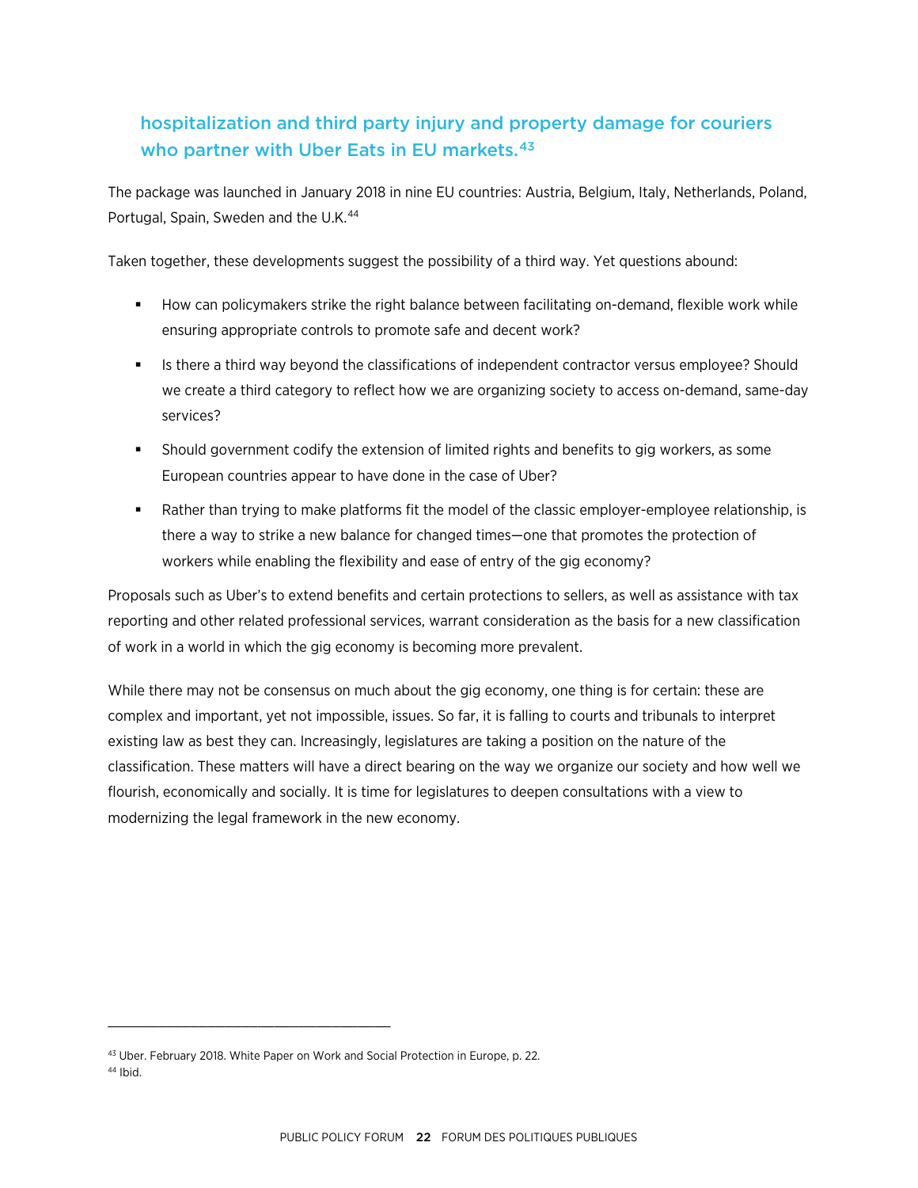**hospitalization and third party injury and property damage for couriers who partner with Uber Eats in EU markets.[43]**

The package was launched in January 2018 in nine EU countries: Austria, Belgium, Italy, Netherlands, Poland, Portugal, Spain, Sweden and the U.K.[44]

Taken together, these developments suggest the possibility of a third way. Yet questions abound:

- How can policymakers strike the right balance between facilitating on-demand, flexible work while ensuring appropriate controls to promote safe and decent work?
- Is there a third way beyond the classifications of independent contractor versus employee? Should we create a third category to reflect how we are organizing society to access on-demand, same-day services?
- Should government codify the extension of limited rights and benefits to gig workers, as some European countries appear to have done in the case of Uber?
- Rather than trying to make platforms fit the model of the classic employer-employee relationship, is there a way to strike a new balance for changed times—one that promotes the protection of workers while enabling the flexibility and ease of entry of the gig economy?

Proposals such as Uber's to extend benefits and certain protections to sellers, as well as assistance with tax reporting and other related professional services, warrant consideration as the basis for a new classification of work in a world in which the gig economy is becoming more prevalent.

While there may not be consensus on much about the gig economy, one thing is for certain: these are complex and important, yet not impossible, issues. So far, it is falling to courts and tribunals to interpret existing law as best they can. Increasingly, legislatures are taking a position on the nature of the classification. These matters will have a direct bearing on the way we organize our society and how well we flourish, economically and socially. It is time for legislatures to deepen consultations with a view to modernizing the legal framework in the new economy.

---

[43] Uber. February 2018. White Paper on Work and Social Protection in Europe, p. 22.

[44] Ibid.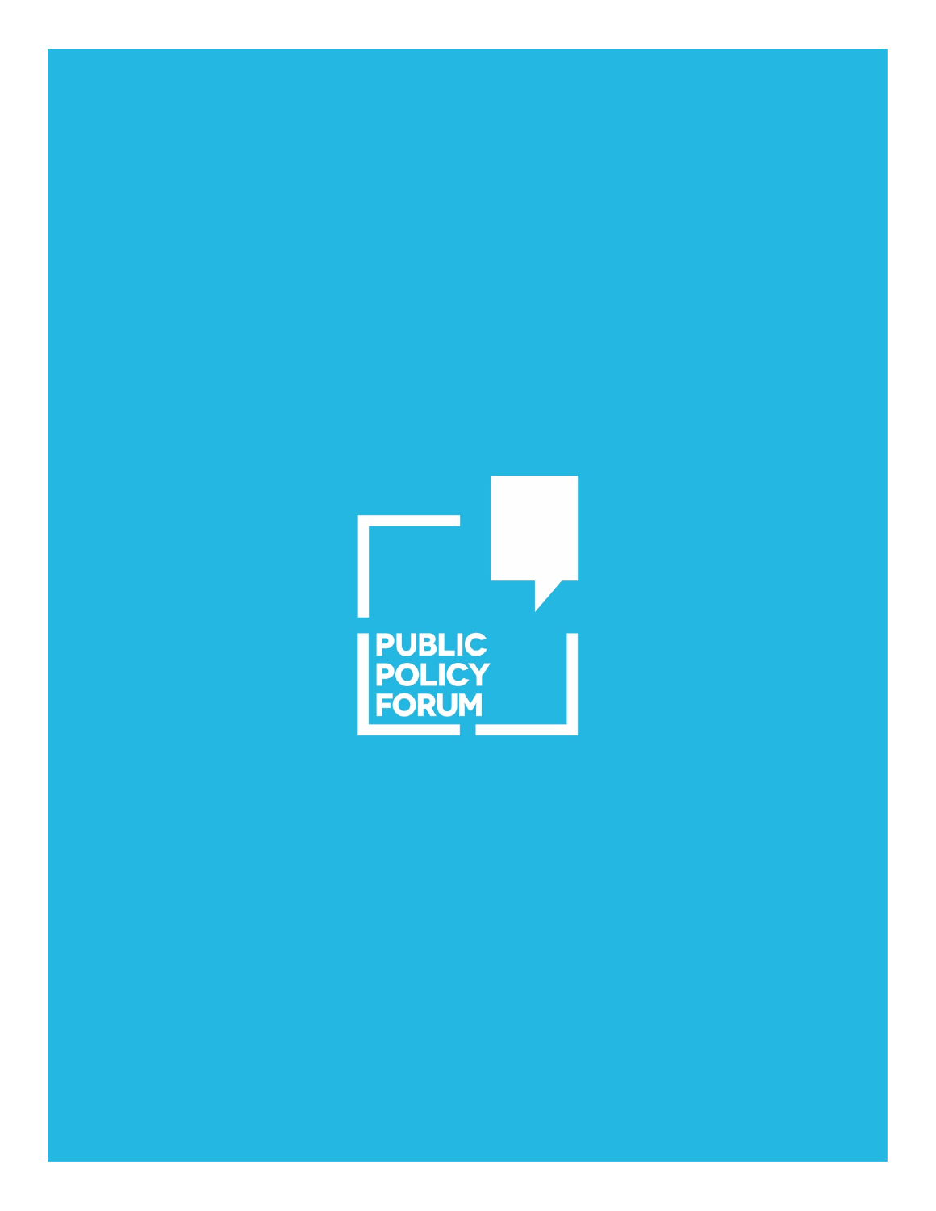PUBLIC
POLICY
FORUM